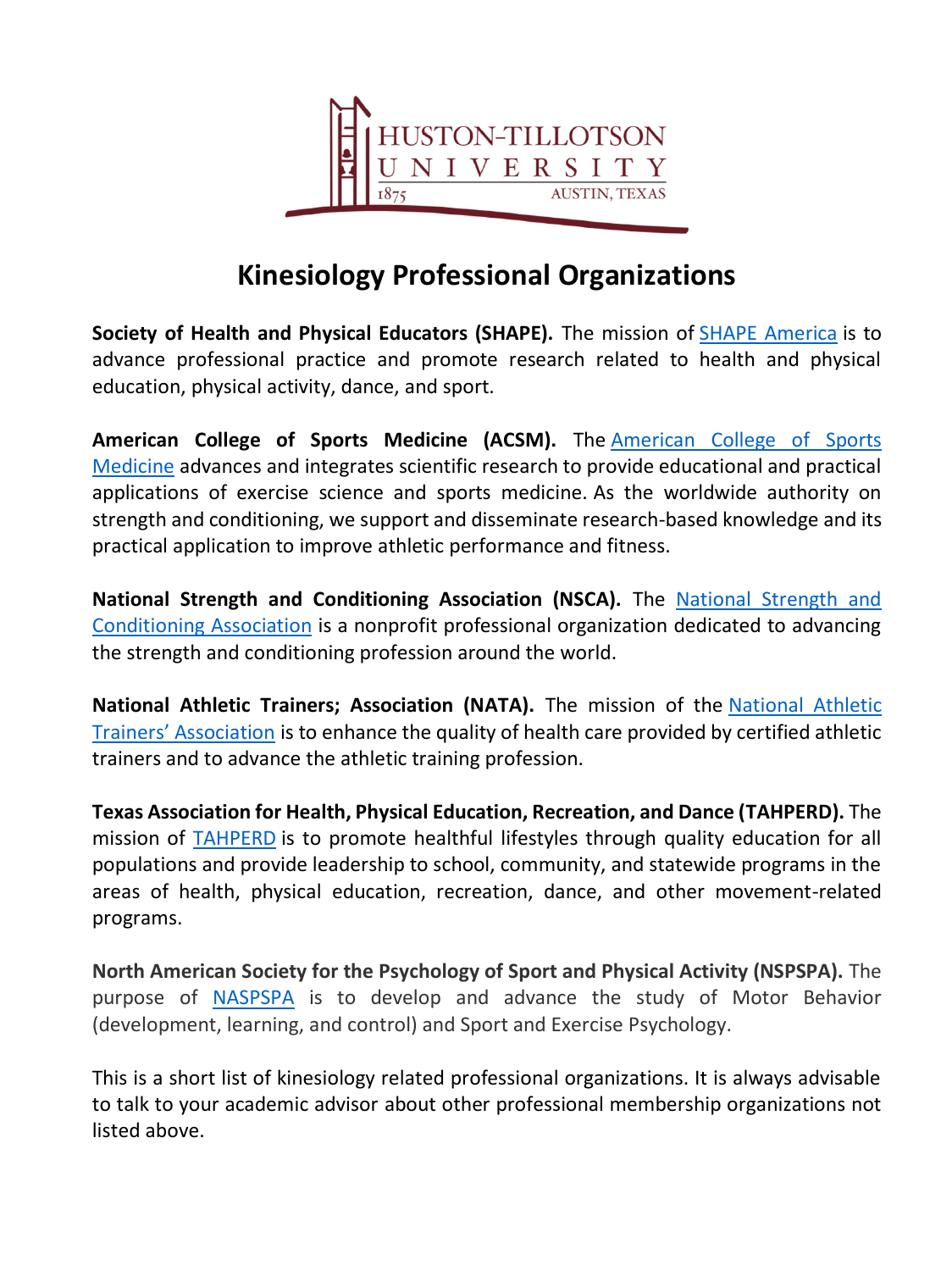HUSTON-TILLOTSON UNIVERSITY
1875 AUSTIN, TEXAS

# Kinesiology Professional Organizations

**Society of Health and Physical Educators (SHAPE).** The mission of SHAPE America is to advance professional practice and promote research related to health and physical education, physical activity, dance, and sport.

**American College of Sports Medicine (ACSM).** The American College of Sports Medicine advances and integrates scientific research to provide educational and practical applications of exercise science and sports medicine. As the worldwide authority on strength and conditioning, we support and disseminate research-based knowledge and its practical application to improve athletic performance and fitness.

**National Strength and Conditioning Association (NSCA).** The National Strength and Conditioning Association is a nonprofit professional organization dedicated to advancing the strength and conditioning profession around the world.

**National Athletic Trainers; Association (NATA).** The mission of the National Athletic Trainers' Association is to enhance the quality of health care provided by certified athletic trainers and to advance the athletic training profession.

**Texas Association for Health, Physical Education, Recreation, and Dance (TAHPERD).** The mission of TAHPERD is to promote healthful lifestyles through quality education for all populations and provide leadership to school, community, and statewide programs in the areas of health, physical education, recreation, dance, and other movement-related programs.

**North American Society for the Psychology of Sport and Physical Activity (NSPSPA).** The purpose of NASPSPA is to develop and advance the study of Motor Behavior (development, learning, and control) and Sport and Exercise Psychology.

This is a short list of kinesiology related professional organizations. It is always advisable to talk to your academic advisor about other professional membership organizations not listed above.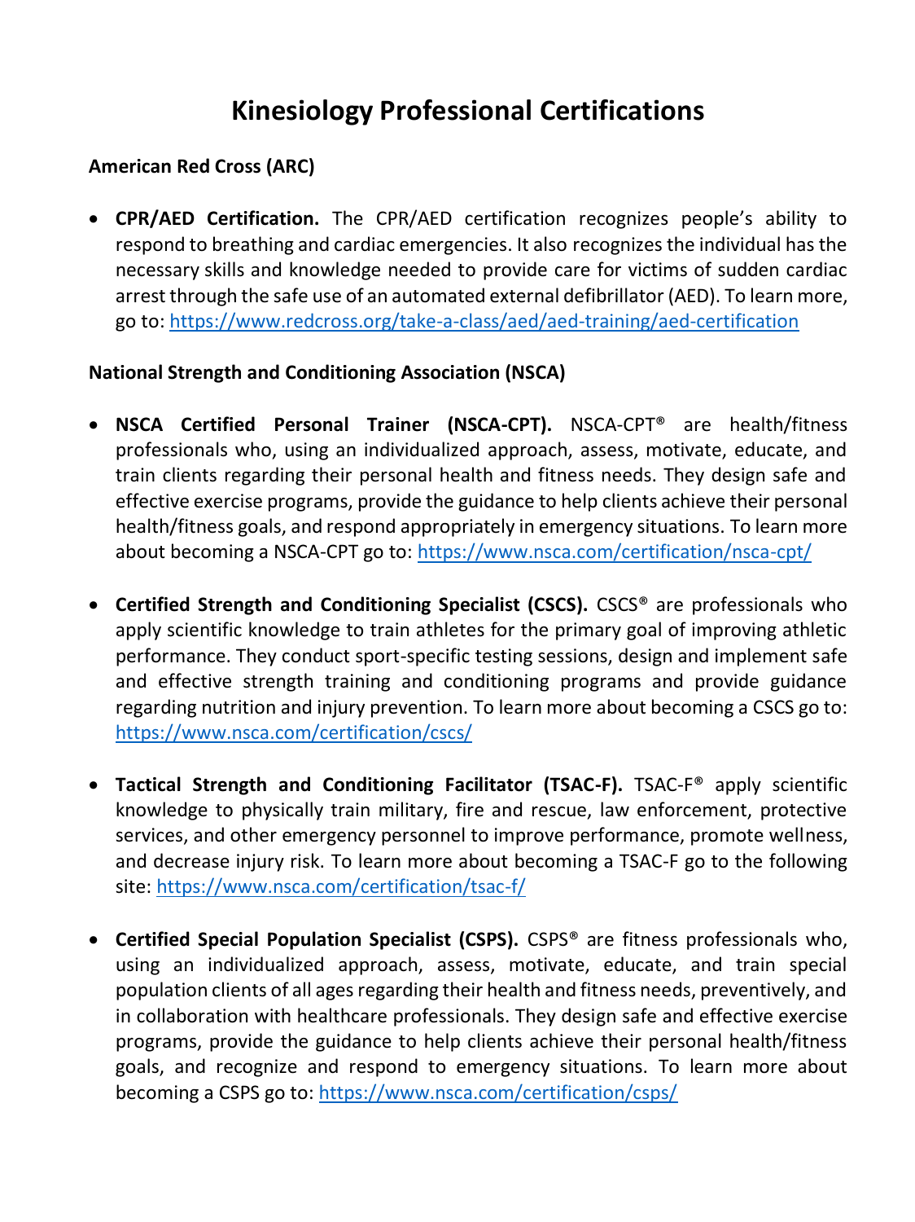# Kinesiology Professional Certifications

**American Red Cross (ARC)**

- **CPR/AED Certification.** The CPR/AED certification recognizes people's ability to respond to breathing and cardiac emergencies. It also recognizes the individual has the necessary skills and knowledge needed to provide care for victims of sudden cardiac arrest through the safe use of an automated external defibrillator (AED). To learn more, go to: https://www.redcross.org/take-a-class/aed/aed-training/aed-certification

**National Strength and Conditioning Association (NSCA)**

- **NSCA Certified Personal Trainer (NSCA-CPT).** NSCA-CPT® are health/fitness professionals who, using an individualized approach, assess, motivate, educate, and train clients regarding their personal health and fitness needs. They design safe and effective exercise programs, provide the guidance to help clients achieve their personal health/fitness goals, and respond appropriately in emergency situations. To learn more about becoming a NSCA-CPT go to: https://www.nsca.com/certification/nsca-cpt/

- **Certified Strength and Conditioning Specialist (CSCS).** CSCS® are professionals who apply scientific knowledge to train athletes for the primary goal of improving athletic performance. They conduct sport-specific testing sessions, design and implement safe and effective strength training and conditioning programs and provide guidance regarding nutrition and injury prevention. To learn more about becoming a CSCS go to: https://www.nsca.com/certification/cscs/

- **Tactical Strength and Conditioning Facilitator (TSAC-F).** TSAC-F® apply scientific knowledge to physically train military, fire and rescue, law enforcement, protective services, and other emergency personnel to improve performance, promote wellness, and decrease injury risk. To learn more about becoming a TSAC-F go to the following site: https://www.nsca.com/certification/tsac-f/

- **Certified Special Population Specialist (CSPS).** CSPS® are fitness professionals who, using an individualized approach, assess, motivate, educate, and train special population clients of all ages regarding their health and fitness needs, preventively, and in collaboration with healthcare professionals. They design safe and effective exercise programs, provide the guidance to help clients achieve their personal health/fitness goals, and recognize and respond to emergency situations. To learn more about becoming a CSPS go to: https://www.nsca.com/certification/csps/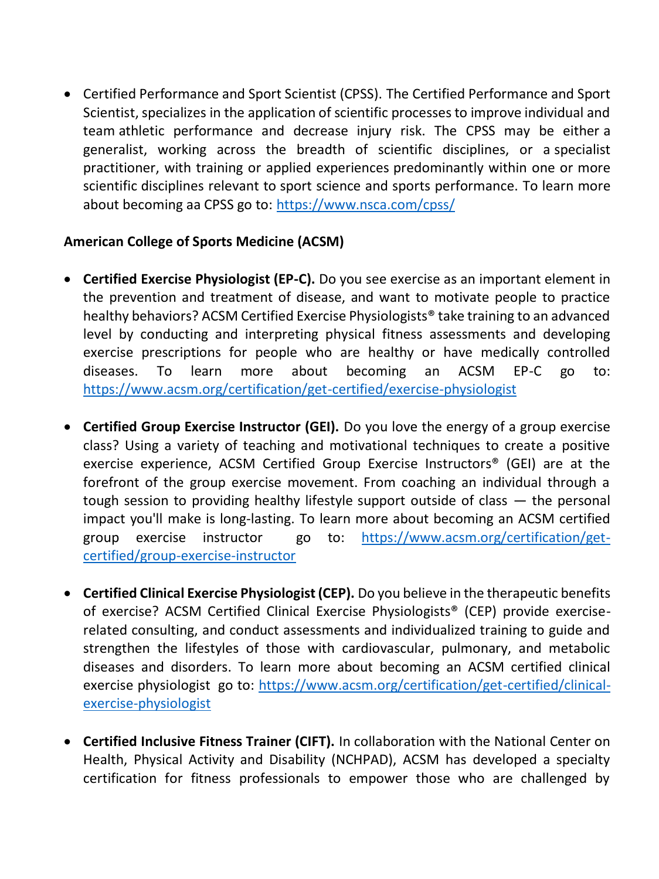- Certified Performance and Sport Scientist (CPSS). The Certified Performance and Sport Scientist, specializes in the application of scientific processes to improve individual and team athletic performance and decrease injury risk. The CPSS may be either a generalist, working across the breadth of scientific disciplines, or a specialist practitioner, with training or applied experiences predominantly within one or more scientific disciplines relevant to sport science and sports performance. To learn more about becoming aa CPSS go to: https://www.nsca.com/cpss/

**American College of Sports Medicine (ACSM)**

- **Certified Exercise Physiologist (EP-C).** Do you see exercise as an important element in the prevention and treatment of disease, and want to motivate people to practice healthy behaviors? ACSM Certified Exercise Physiologists® take training to an advanced level by conducting and interpreting physical fitness assessments and developing exercise prescriptions for people who are healthy or have medically controlled diseases. To learn more about becoming an ACSM EP-C go to: https://www.acsm.org/certification/get-certified/exercise-physiologist

- **Certified Group Exercise Instructor (GEI).** Do you love the energy of a group exercise class? Using a variety of teaching and motivational techniques to create a positive exercise experience, ACSM Certified Group Exercise Instructors® (GEI) are at the forefront of the group exercise movement. From coaching an individual through a tough session to providing healthy lifestyle support outside of class — the personal impact you'll make is long-lasting. To learn more about becoming an ACSM certified group exercise instructor go to: https://www.acsm.org/certification/get-certified/group-exercise-instructor

- **Certified Clinical Exercise Physiologist (CEP).** Do you believe in the therapeutic benefits of exercise? ACSM Certified Clinical Exercise Physiologists® (CEP) provide exercise-related consulting, and conduct assessments and individualized training to guide and strengthen the lifestyles of those with cardiovascular, pulmonary, and metabolic diseases and disorders. To learn more about becoming an ACSM certified clinical exercise physiologist go to: https://www.acsm.org/certification/get-certified/clinical-exercise-physiologist

- **Certified Inclusive Fitness Trainer (CIFT).** In collaboration with the National Center on Health, Physical Activity and Disability (NCHPAD), ACSM has developed a specialty certification for fitness professionals to empower those who are challenged by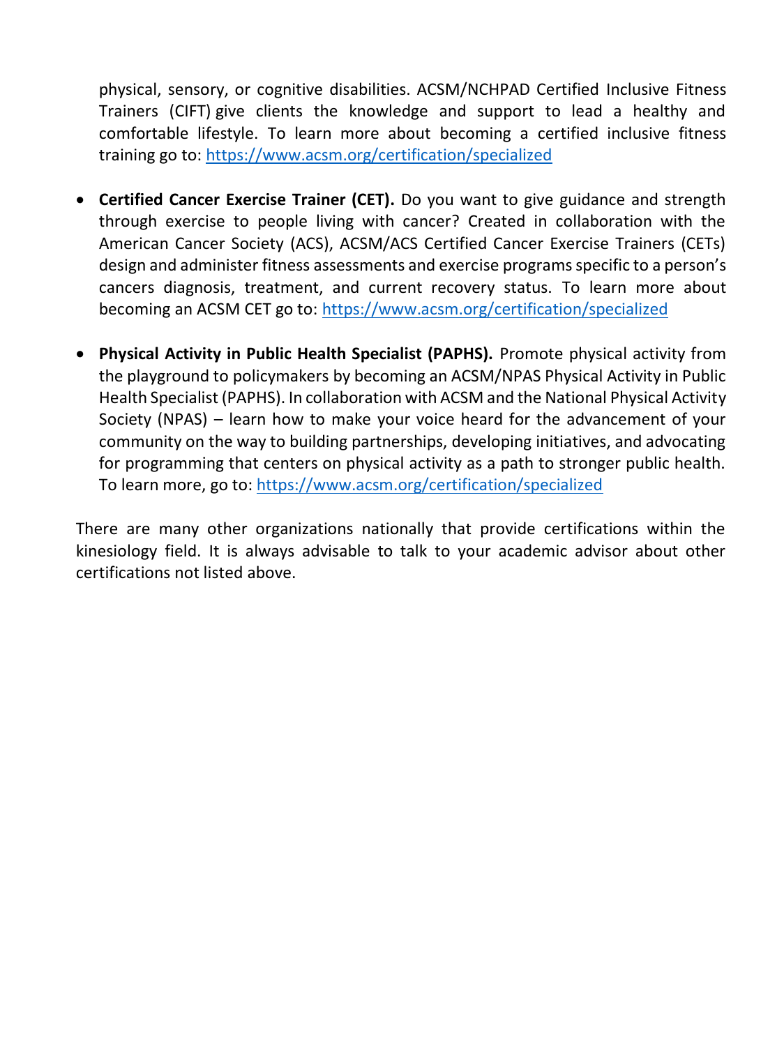physical, sensory, or cognitive disabilities. ACSM/NCHPAD Certified Inclusive Fitness Trainers (CIFT) give clients the knowledge and support to lead a healthy and comfortable lifestyle. To learn more about becoming a certified inclusive fitness training go to: https://www.acsm.org/certification/specialized

- **Certified Cancer Exercise Trainer (CET).** Do you want to give guidance and strength through exercise to people living with cancer? Created in collaboration with the American Cancer Society (ACS), ACSM/ACS Certified Cancer Exercise Trainers (CETs) design and administer fitness assessments and exercise programs specific to a person's cancers diagnosis, treatment, and current recovery status. To learn more about becoming an ACSM CET go to: https://www.acsm.org/certification/specialized

- **Physical Activity in Public Health Specialist (PAPHS).** Promote physical activity from the playground to policymakers by becoming an ACSM/NPAS Physical Activity in Public Health Specialist (PAPHS). In collaboration with ACSM and the National Physical Activity Society (NPAS) – learn how to make your voice heard for the advancement of your community on the way to building partnerships, developing initiatives, and advocating for programming that centers on physical activity as a path to stronger public health. To learn more, go to: https://www.acsm.org/certification/specialized

There are many other organizations nationally that provide certifications within the kinesiology field. It is always advisable to talk to your academic advisor about other certifications not listed above.